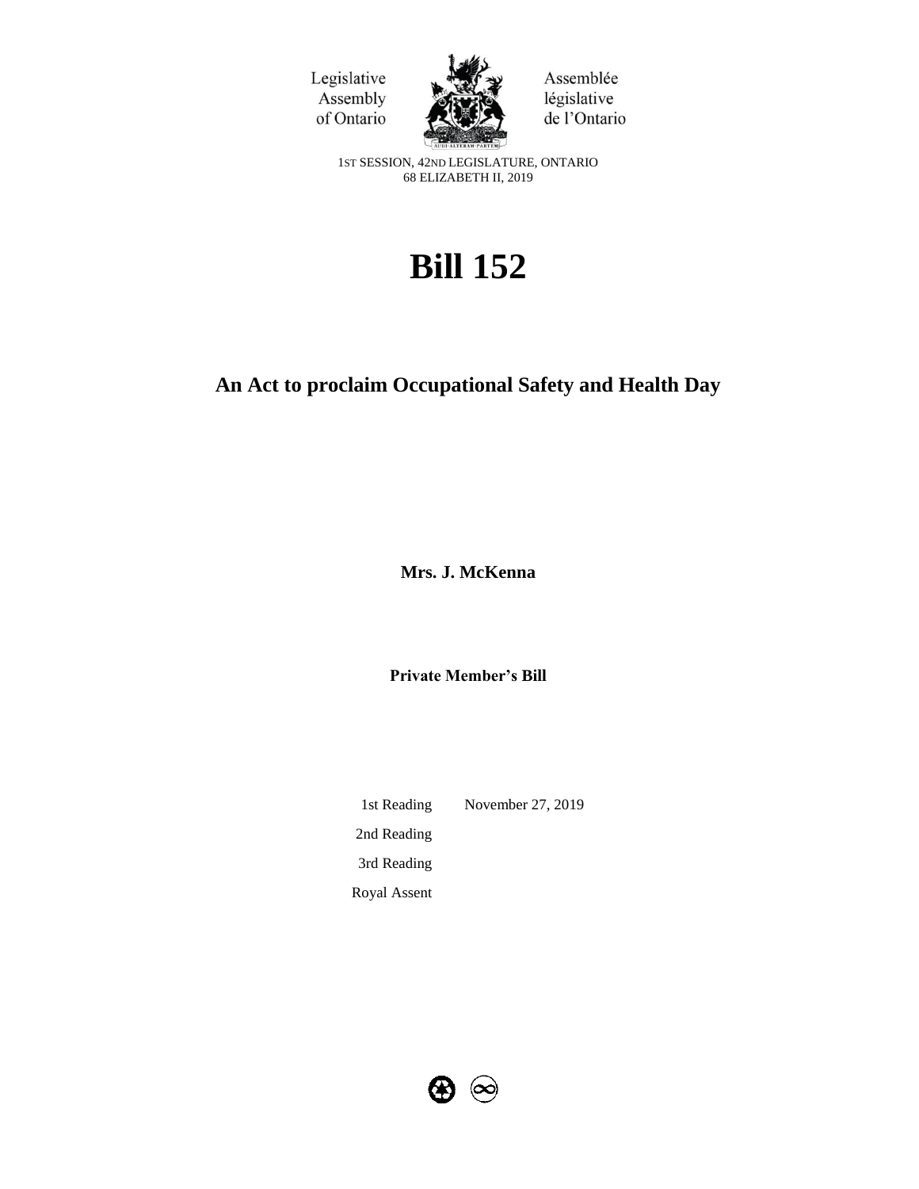Legislative Assembly of Ontario

Assemblée législative de l'Ontario

1ST SESSION, 42ND LEGISLATURE, ONTARIO
68 ELIZABETH II, 2019

# Bill 152

## An Act to proclaim Occupational Safety and Health Day

**Mrs. J. McKenna**

**Private Member's Bill**

| | |
|---|---|
| 1st Reading | November 27, 2019 |
| 2nd Reading | |
| 3rd Reading | |
| Royal Assent | |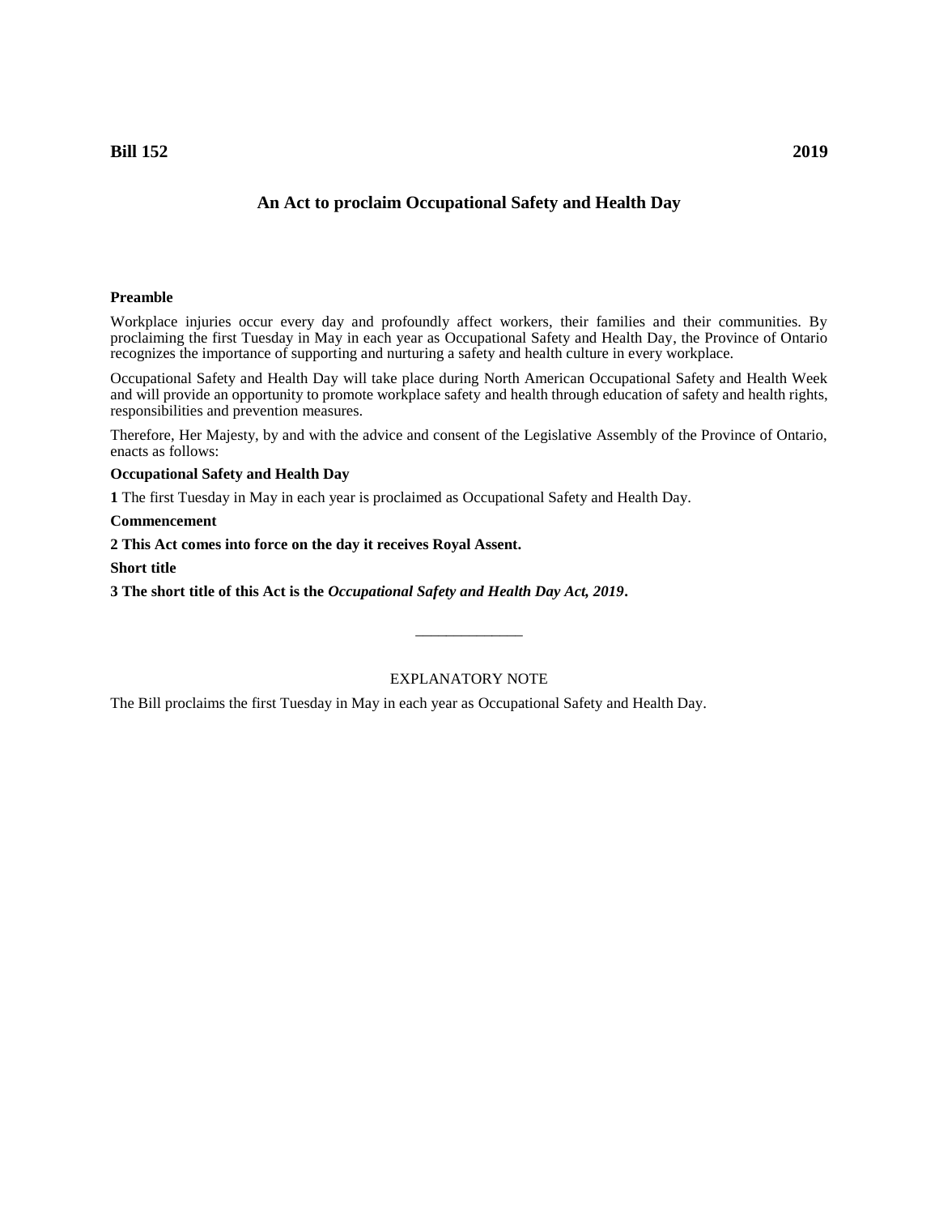**Bill 152** **2019**

## An Act to proclaim Occupational Safety and Health Day

**Preamble**

Workplace injuries occur every day and profoundly affect workers, their families and their communities. By proclaiming the first Tuesday in May in each year as Occupational Safety and Health Day, the Province of Ontario recognizes the importance of supporting and nurturing a safety and health culture in every workplace.

Occupational Safety and Health Day will take place during North American Occupational Safety and Health Week and will provide an opportunity to promote workplace safety and health through education of safety and health rights, responsibilities and prevention measures.

Therefore, Her Majesty, by and with the advice and consent of the Legislative Assembly of the Province of Ontario, enacts as follows:

**Occupational Safety and Health Day**

**1** The first Tuesday in May in each year is proclaimed as Occupational Safety and Health Day.

**Commencement**

**2 This Act comes into force on the day it receives Royal Assent.**

**Short title**

**3 The short title of this Act is the *Occupational Safety and Health Day Act, 2019*.**

______________

EXPLANATORY NOTE

The Bill proclaims the first Tuesday in May in each year as Occupational Safety and Health Day.